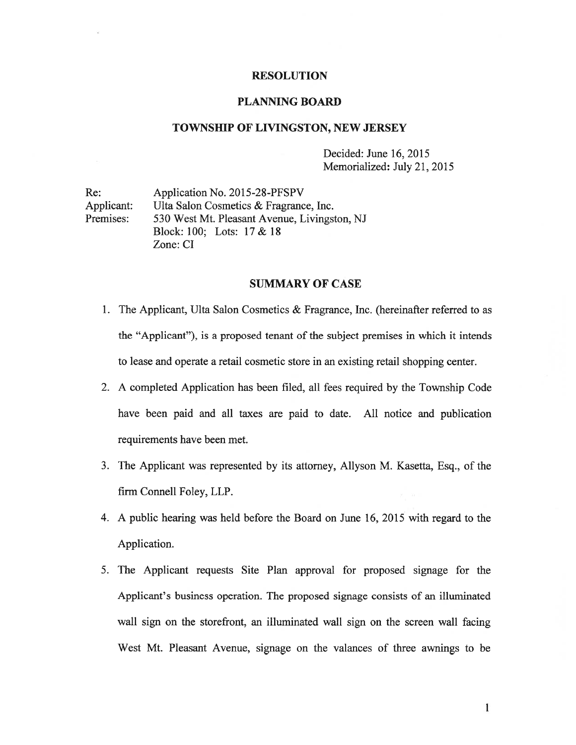# RESOLUTION

## PLANNING BOARD

## TOWNSHIP OF LIVINGSTON, NEW JERSEY

Decided: June 16, 2015
Memorialized: July 21, 2015

Re: Application No. 2015-28-PFSPV
Applicant: Ulta Salon Cosmetics & Fragrance, Inc.
Premises: 530 West Mt. Pleasant Avenue, Livingston, NJ
Block: 100; Lots: 17 & 18
Zone: CI

## SUMMARY OF CASE

1. The Applicant, Ulta Salon Cosmetics & Fragrance, Inc. (hereinafter referred to as the "Applicant"), is a proposed tenant of the subject premises in which it intends to lease and operate a retail cosmetic store in an existing retail shopping center.

2. A completed Application has been filed, all fees required by the Township Code have been paid and all taxes are paid to date. All notice and publication requirements have been met.

3. The Applicant was represented by its attorney, Allyson M. Kasetta, Esq., of the firm Connell Foley, LLP.

4. A public hearing was held before the Board on June 16, 2015 with regard to the Application.

5. The Applicant requests Site Plan approval for proposed signage for the Applicant's business operation. The proposed signage consists of an illuminated wall sign on the storefront, an illuminated wall sign on the screen wall facing West Mt. Pleasant Avenue, signage on the valances of three awnings to be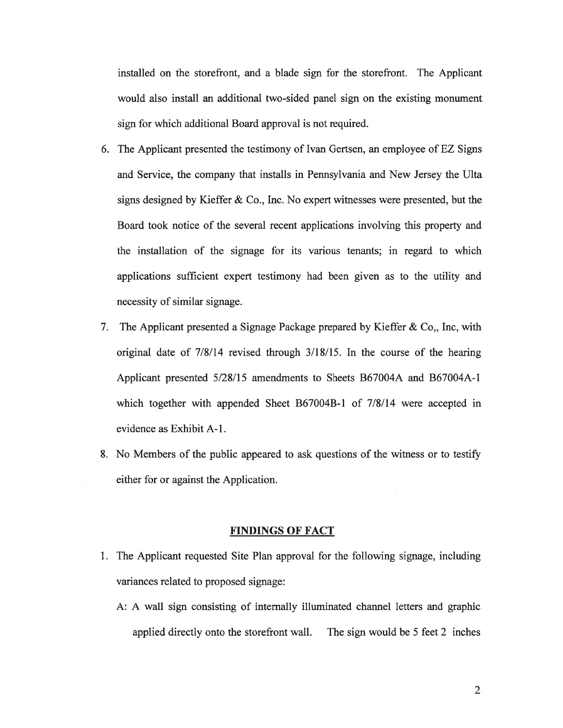installed on the storefront, and a blade sign for the storefront. The Applicant would also install an additional two-sided panel sign on the existing monument sign for which additional Board approval is not required.

6. The Applicant presented the testimony of Ivan Gertsen, an employee of EZ Signs and Service, the company that installs in Pennsylvania and New Jersey the Ulta signs designed by Kieffer & Co., Inc. No expert witnesses were presented, but the Board took notice of the several recent applications involving this property and the installation of the signage for its various tenants; in regard to which applications sufficient expert testimony had been given as to the utility and necessity of similar signage.
7. The Applicant presented a Signage Package prepared by Kieffer & Co,, Inc, with original date of 7/8/14 revised through 3/18/15. In the course of the hearing Applicant presented 5/28/15 amendments to Sheets B67004A and B67004A-1 which together with appended Sheet B67004B-1 of 7/8/14 were accepted in evidence as Exhibit A-1.
8. No Members of the public appeared to ask questions of the witness or to testify either for or against the Application.

## FINDINGS OF FACT

1. The Applicant requested Site Plan approval for the following signage, including variances related to proposed signage:

   A: A wall sign consisting of internally illuminated channel letters and graphic applied directly onto the storefront wall. The sign would be 5 feet 2 inches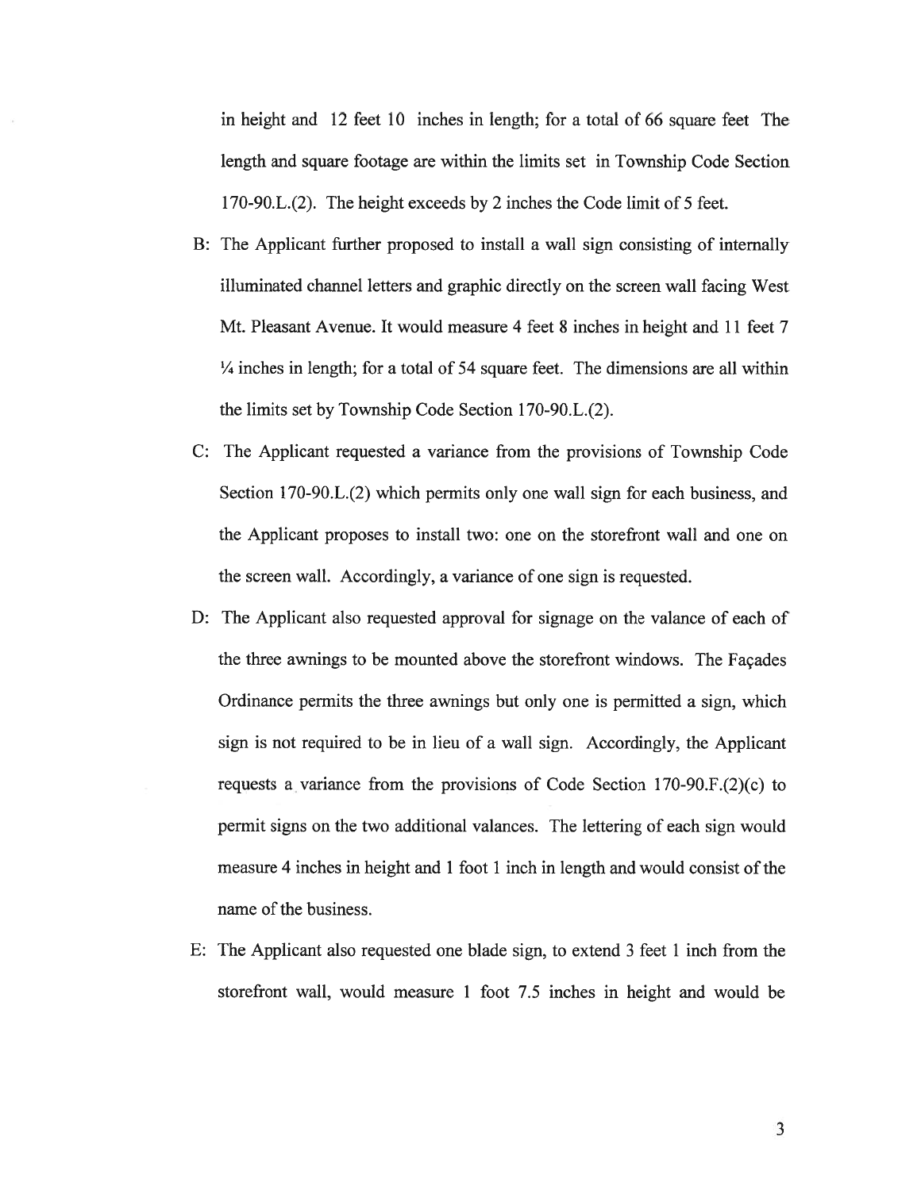in height and 12 feet 10 inches in length; for a total of 66 square feet The length and square footage are within the limits set in Township Code Section 170-90.L.(2). The height exceeds by 2 inches the Code limit of 5 feet.

B: The Applicant further proposed to install a wall sign consisting of internally illuminated channel letters and graphic directly on the screen wall facing West Mt. Pleasant Avenue. It would measure 4 feet 8 inches in height and 11 feet 7 ¼ inches in length; for a total of 54 square feet. The dimensions are all within the limits set by Township Code Section 170-90.L.(2).

C: The Applicant requested a variance from the provisions of Township Code Section 170-90.L.(2) which permits only one wall sign for each business, and the Applicant proposes to install two: one on the storefront wall and one on the screen wall. Accordingly, a variance of one sign is requested.

D: The Applicant also requested approval for signage on the valance of each of the three awnings to be mounted above the storefront windows. The Façades Ordinance permits the three awnings but only one is permitted a sign, which sign is not required to be in lieu of a wall sign. Accordingly, the Applicant requests a variance from the provisions of Code Section 170-90.F.(2)(c) to permit signs on the two additional valances. The lettering of each sign would measure 4 inches in height and 1 foot 1 inch in length and would consist of the name of the business.

E: The Applicant also requested one blade sign, to extend 3 feet 1 inch from the storefront wall, would measure 1 foot 7.5 inches in height and would be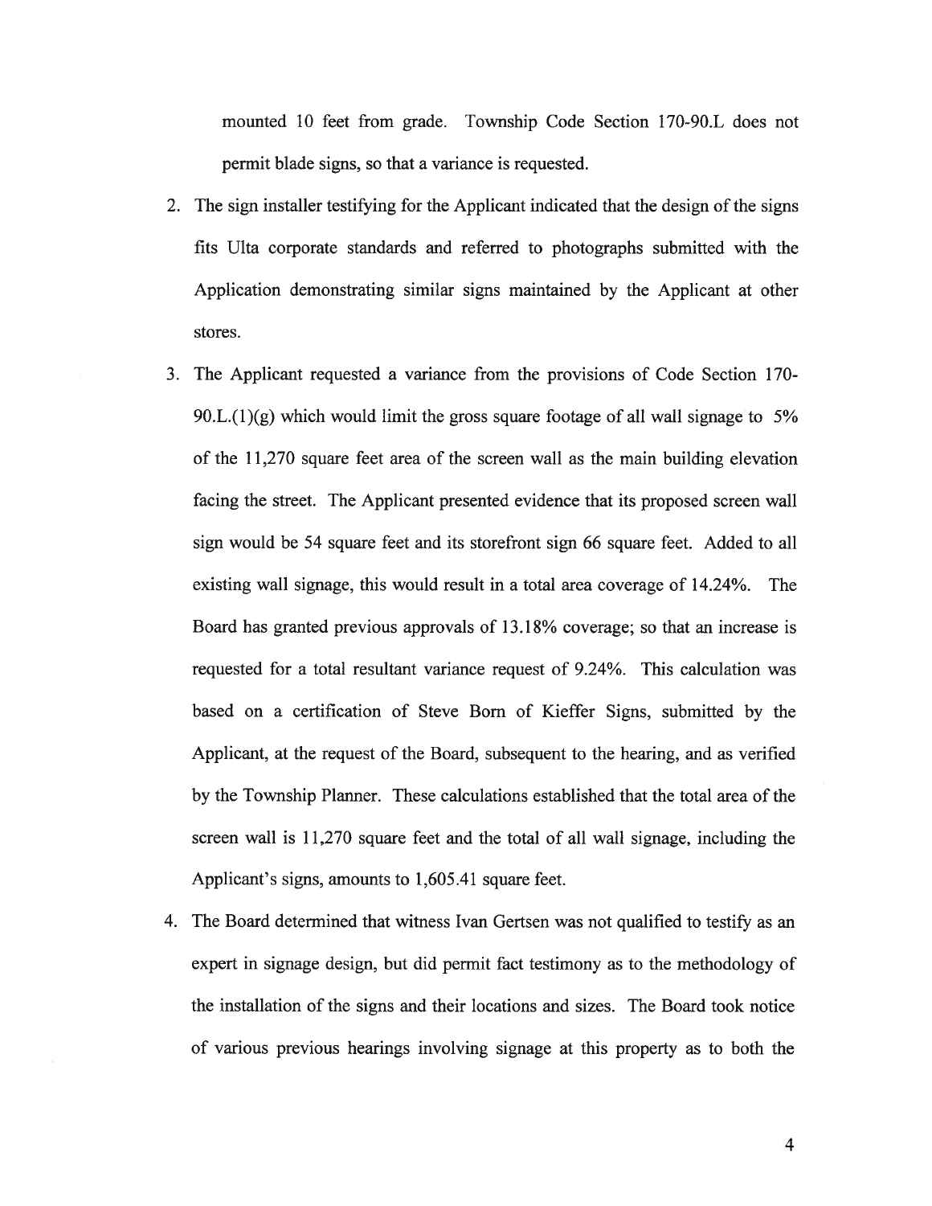mounted 10 feet from grade. Township Code Section 170-90.L does not permit blade signs, so that a variance is requested.

2. The sign installer testifying for the Applicant indicated that the design of the signs fits Ulta corporate standards and referred to photographs submitted with the Application demonstrating similar signs maintained by the Applicant at other stores.

3. The Applicant requested a variance from the provisions of Code Section 170-90.L.(1)(g) which would limit the gross square footage of all wall signage to 5% of the 11,270 square feet area of the screen wall as the main building elevation facing the street. The Applicant presented evidence that its proposed screen wall sign would be 54 square feet and its storefront sign 66 square feet. Added to all existing wall signage, this would result in a total area coverage of 14.24%. The Board has granted previous approvals of 13.18% coverage; so that an increase is requested for a total resultant variance request of 9.24%. This calculation was based on a certification of Steve Born of Kieffer Signs, submitted by the Applicant, at the request of the Board, subsequent to the hearing, and as verified by the Township Planner. These calculations established that the total area of the screen wall is 11,270 square feet and the total of all wall signage, including the Applicant's signs, amounts to 1,605.41 square feet.

4. The Board determined that witness Ivan Gertsen was not qualified to testify as an expert in signage design, but did permit fact testimony as to the methodology of the installation of the signs and their locations and sizes. The Board took notice of various previous hearings involving signage at this property as to both the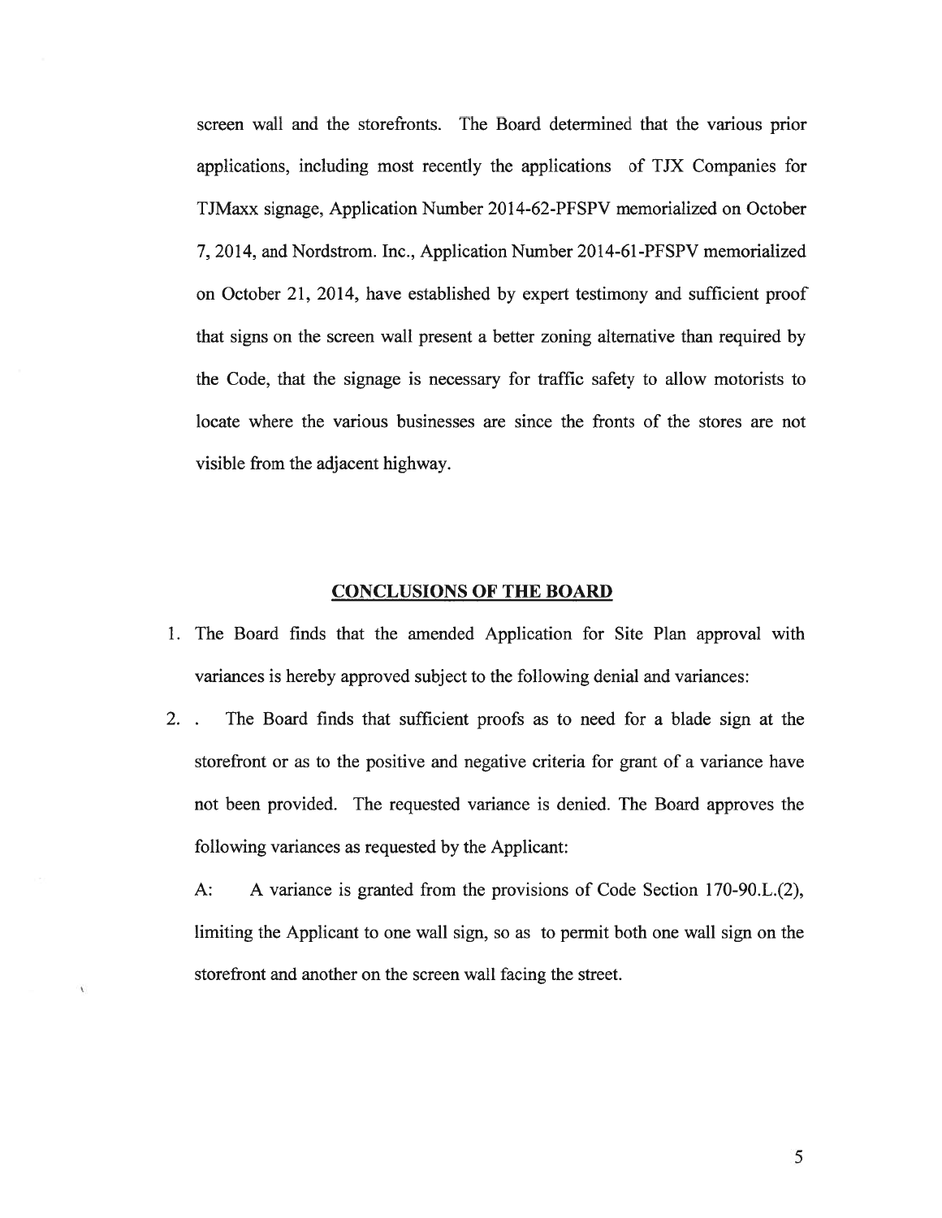screen wall and the storefronts. The Board determined that the various prior applications, including most recently the applications of TJX Companies for TJMaxx signage, Application Number 2014-62-PFSPV memorialized on October 7, 2014, and Nordstrom. Inc., Application Number 2014-61-PFSPV memorialized on October 21, 2014, have established by expert testimony and sufficient proof that signs on the screen wall present a better zoning alternative than required by the Code, that the signage is necessary for traffic safety to allow motorists to locate where the various businesses are since the fronts of the stores are not visible from the adjacent highway.

## CONCLUSIONS OF THE BOARD

1. The Board finds that the amended Application for Site Plan approval with variances is hereby approved subject to the following denial and variances:
2. . The Board finds that sufficient proofs as to need for a blade sign at the storefront or as to the positive and negative criteria for grant of a variance have not been provided. The requested variance is denied. The Board approves the following variances as requested by the Applicant:

   A: A variance is granted from the provisions of Code Section 170-90.L.(2), limiting the Applicant to one wall sign, so as to permit both one wall sign on the storefront and another on the screen wall facing the street.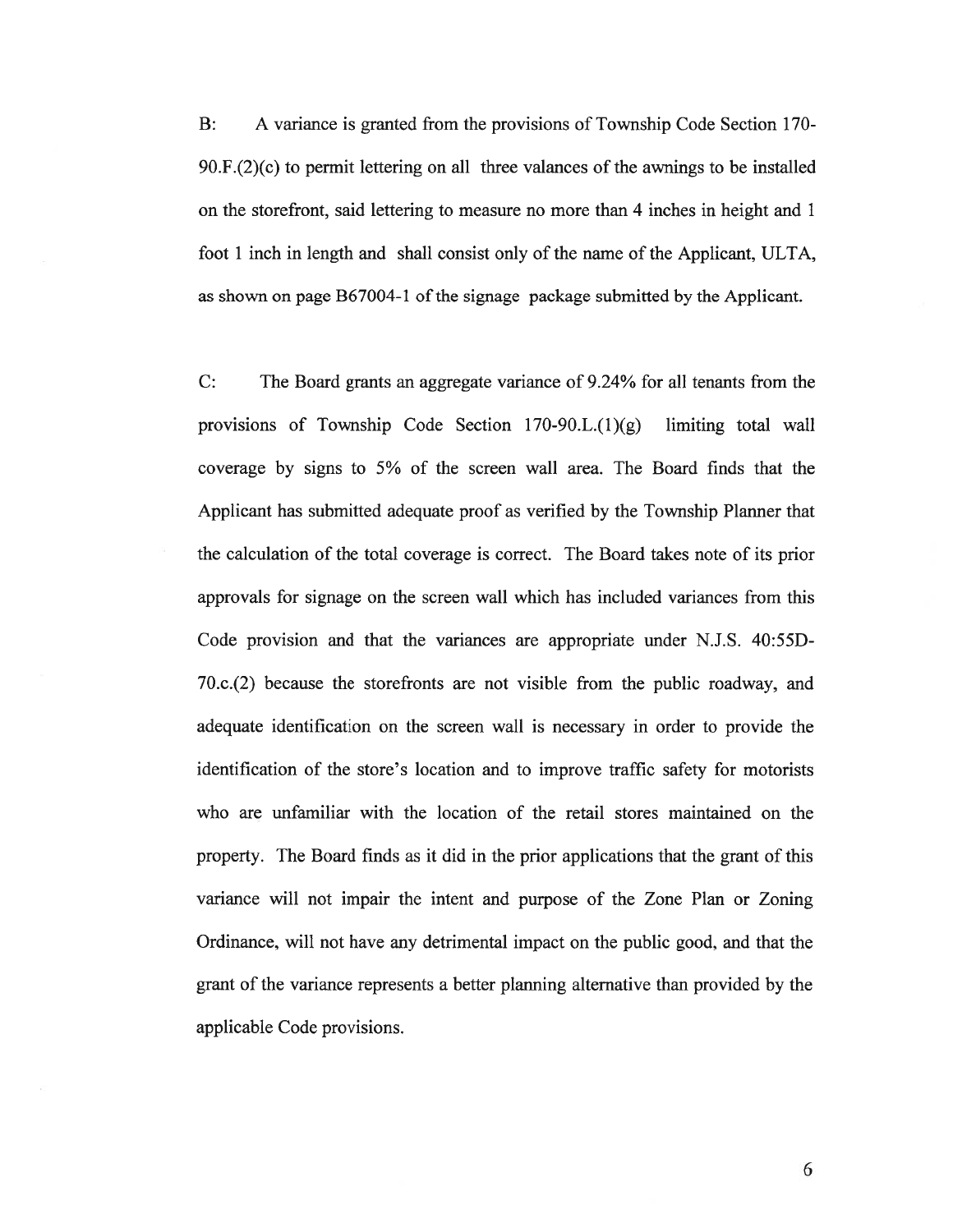B: A variance is granted from the provisions of Township Code Section 170-90.F.(2)(c) to permit lettering on all three valances of the awnings to be installed on the storefront, said lettering to measure no more than 4 inches in height and 1 foot 1 inch in length and shall consist only of the name of the Applicant, ULTA, as shown on page B67004-1 of the signage package submitted by the Applicant.

C: The Board grants an aggregate variance of 9.24% for all tenants from the provisions of Township Code Section 170-90.L.(1)(g) limiting total wall coverage by signs to 5% of the screen wall area. The Board finds that the Applicant has submitted adequate proof as verified by the Township Planner that the calculation of the total coverage is correct. The Board takes note of its prior approvals for signage on the screen wall which has included variances from this Code provision and that the variances are appropriate under N.J.S. 40:55D-70.c.(2) because the storefronts are not visible from the public roadway, and adequate identification on the screen wall is necessary in order to provide the identification of the store's location and to improve traffic safety for motorists who are unfamiliar with the location of the retail stores maintained on the property. The Board finds as it did in the prior applications that the grant of this variance will not impair the intent and purpose of the Zone Plan or Zoning Ordinance, will not have any detrimental impact on the public good, and that the grant of the variance represents a better planning alternative than provided by the applicable Code provisions.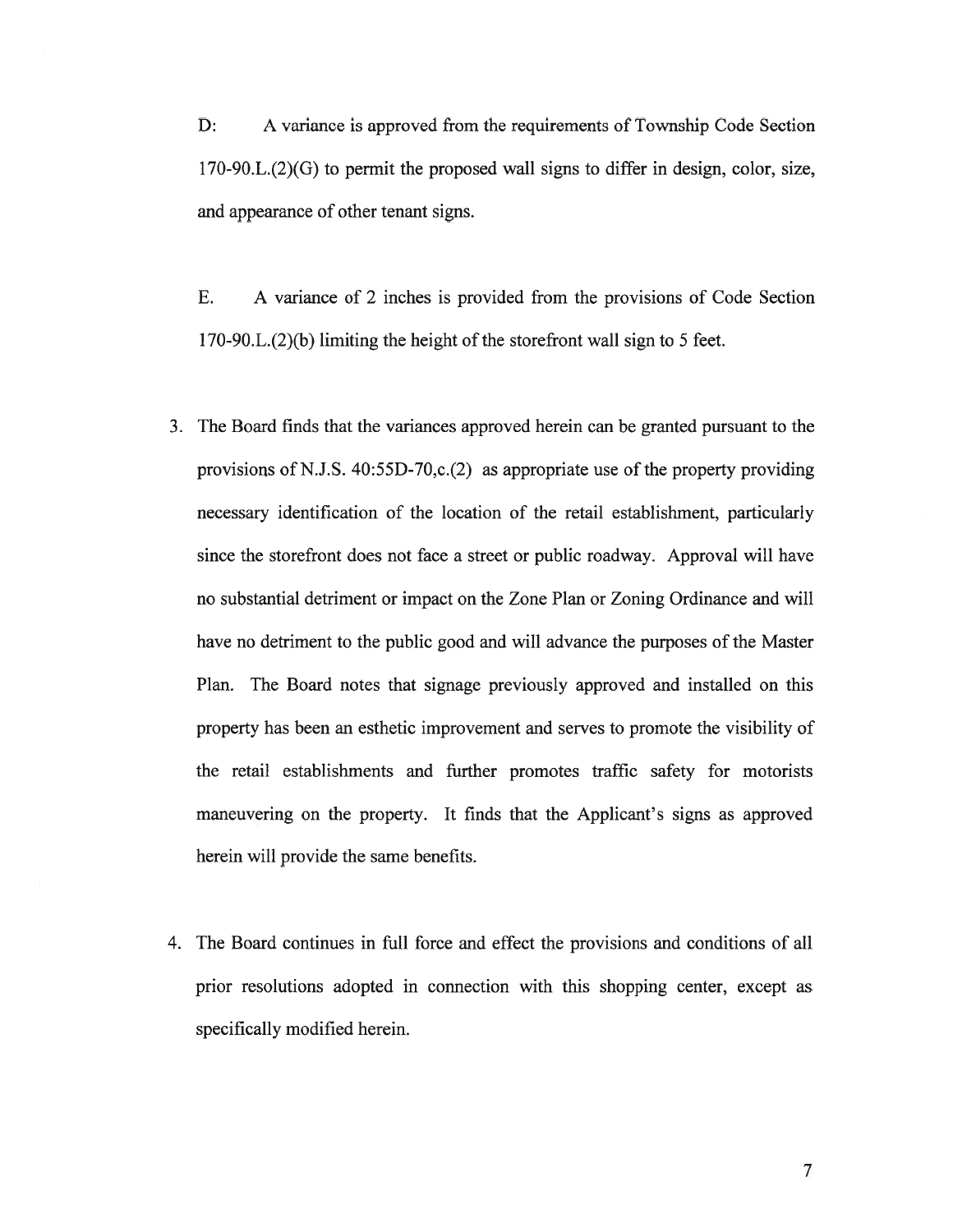D: A variance is approved from the requirements of Township Code Section 170-90.L.(2)(G) to permit the proposed wall signs to differ in design, color, size, and appearance of other tenant signs.

E. A variance of 2 inches is provided from the provisions of Code Section 170-90.L.(2)(b) limiting the height of the storefront wall sign to 5 feet.

3. The Board finds that the variances approved herein can be granted pursuant to the provisions of N.J.S. 40:55D-70,c.(2) as appropriate use of the property providing necessary identification of the location of the retail establishment, particularly since the storefront does not face a street or public roadway. Approval will have no substantial detriment or impact on the Zone Plan or Zoning Ordinance and will have no detriment to the public good and will advance the purposes of the Master Plan. The Board notes that signage previously approved and installed on this property has been an esthetic improvement and serves to promote the visibility of the retail establishments and further promotes traffic safety for motorists maneuvering on the property. It finds that the Applicant's signs as approved herein will provide the same benefits.

4. The Board continues in full force and effect the provisions and conditions of all prior resolutions adopted in connection with this shopping center, except as specifically modified herein.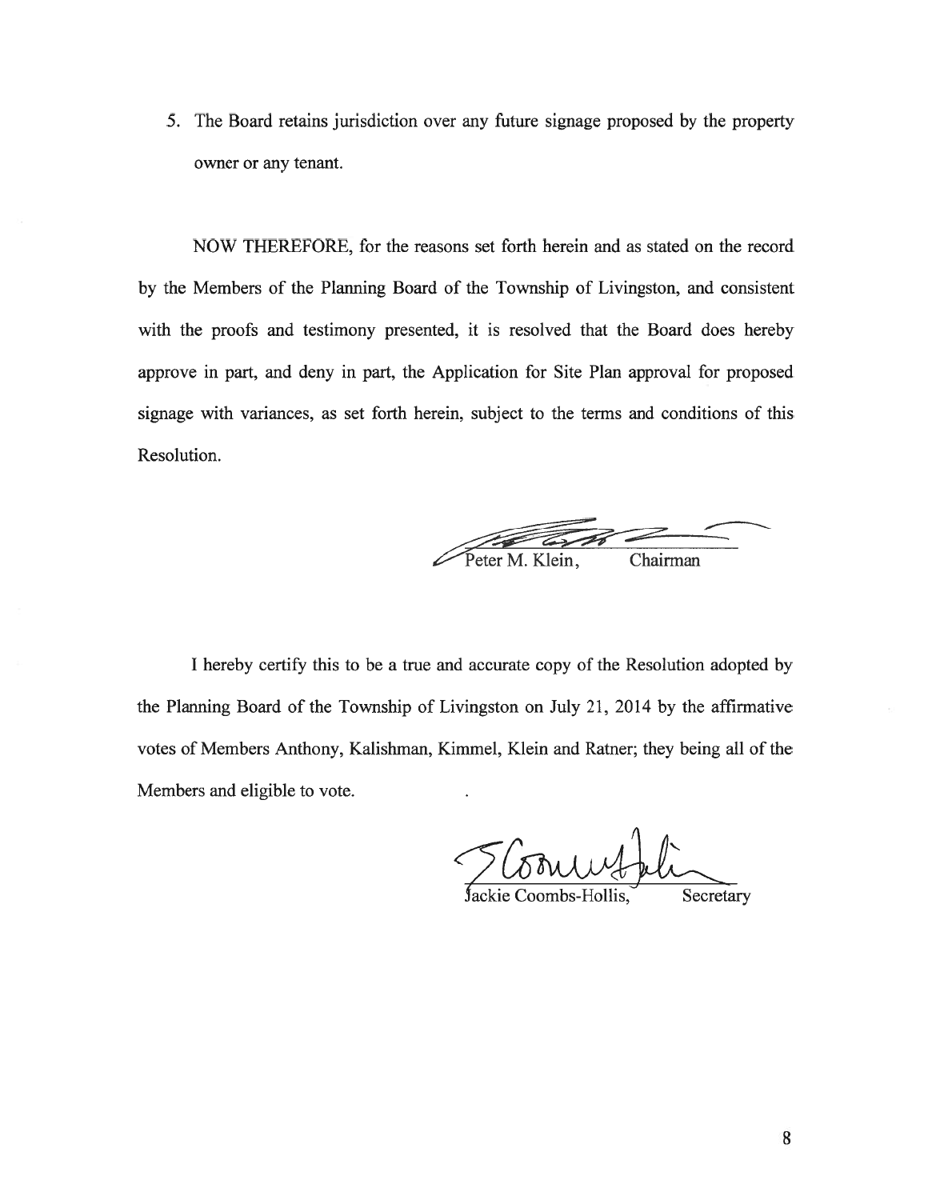5. The Board retains jurisdiction over any future signage proposed by the property owner or any tenant.

NOW THEREFORE, for the reasons set forth herein and as stated on the record by the Members of the Planning Board of the Township of Livingston, and consistent with the proofs and testimony presented, it is resolved that the Board does hereby approve in part, and deny in part, the Application for Site Plan approval for proposed signage with variances, as set forth herein, subject to the terms and conditions of this Resolution.

Peter M. Klein, Chairman

I hereby certify this to be a true and accurate copy of the Resolution adopted by the Planning Board of the Township of Livingston on July 21, 2014 by the affirmative votes of Members Anthony, Kalishman, Kimmel, Klein and Ratner; they being all of the Members and eligible to vote.

Jackie Coombs-Hollis, Secretary